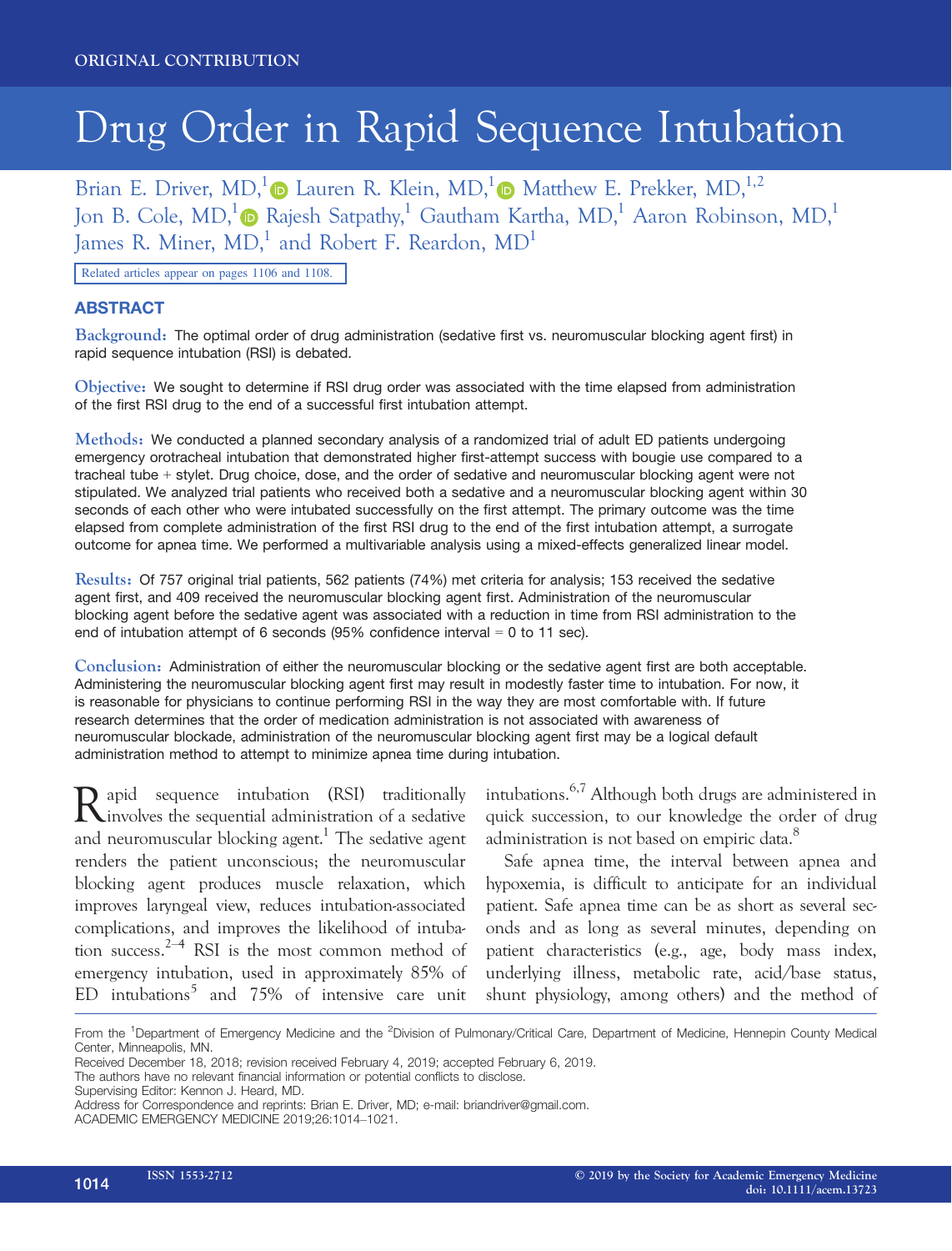ORIGINAL CONTRIBUTION

# Drug Order in Rapid Sequence Intubation

Brian E. Driver, MD,[1] Lauren R. Klein, MD,[1] Matthew E. Prekker, MD,[1,2] Jon B. Cole, MD,[1] Rajesh Satpathy,[1] Gautham Kartha, MD,[1] Aaron Robinson, MD,[1] James R. Miner, MD,[1] and Robert F. Reardon, MD[1]

Related articles appear on pages 1106 and 1108.

## ABSTRACT

**Background:** The optimal order of drug administration (sedative first vs. neuromuscular blocking agent first) in rapid sequence intubation (RSI) is debated.

**Objective:** We sought to determine if RSI drug order was associated with the time elapsed from administration of the first RSI drug to the end of a successful first intubation attempt.

**Methods:** We conducted a planned secondary analysis of a randomized trial of adult ED patients undergoing emergency orotracheal intubation that demonstrated higher first-attempt success with bougie use compared to a tracheal tube + stylet. Drug choice, dose, and the order of sedative and neuromuscular blocking agent were not stipulated. We analyzed trial patients who received both a sedative and a neuromuscular blocking agent within 30 seconds of each other who were intubated successfully on the first attempt. The primary outcome was the time elapsed from complete administration of the first RSI drug to the end of the first intubation attempt, a surrogate outcome for apnea time. We performed a multivariable analysis using a mixed-effects generalized linear model.

**Results:** Of 757 original trial patients, 562 patients (74%) met criteria for analysis; 153 received the sedative agent first, and 409 received the neuromuscular blocking agent first. Administration of the neuromuscular blocking agent before the sedative agent was associated with a reduction in time from RSI administration to the end of intubation attempt of 6 seconds (95% confidence interval = 0 to 11 sec).

**Conclusion:** Administration of either the neuromuscular blocking or the sedative agent first are both acceptable. Administering the neuromuscular blocking agent first may result in modestly faster time to intubation. For now, it is reasonable for physicians to continue performing RSI in the way they are most comfortable with. If future research determines that the order of medication administration is not associated with awareness of neuromuscular blockade, administration of the neuromuscular blocking agent first may be a logical default administration method to attempt to minimize apnea time during intubation.

Rapid sequence intubation (RSI) traditionally involves the sequential administration of a sedative and neuromuscular blocking agent.[1] The sedative agent renders the patient unconscious; the neuromuscular blocking agent produces muscle relaxation, which improves laryngeal view, reduces intubation-associated complications, and improves the likelihood of intubation success.[2–4] RSI is the most common method of emergency intubation, used in approximately 85% of ED intubations[5] and 75% of intensive care unit intubations.[6,7] Although both drugs are administered in quick succession, to our knowledge the order of drug administration is not based on empiric data.[8]

Safe apnea time, the interval between apnea and hypoxemia, is difficult to anticipate for an individual patient. Safe apnea time can be as short as several seconds and as long as several minutes, depending on patient characteristics (e.g., age, body mass index, underlying illness, metabolic rate, acid/base status, shunt physiology, among others) and the method of

From the [1]Department of Emergency Medicine and the [2]Division of Pulmonary/Critical Care, Department of Medicine, Hennepin County Medical Center, Minneapolis, MN.
Received December 18, 2018; revision received February 4, 2019; accepted February 6, 2019.
The authors have no relevant financial information or potential conflicts to disclose.
Supervising Editor: Kennon J. Heard, MD.
Address for Correspondence and reprints: Brian E. Driver, MD; e-mail: briandriver@gmail.com.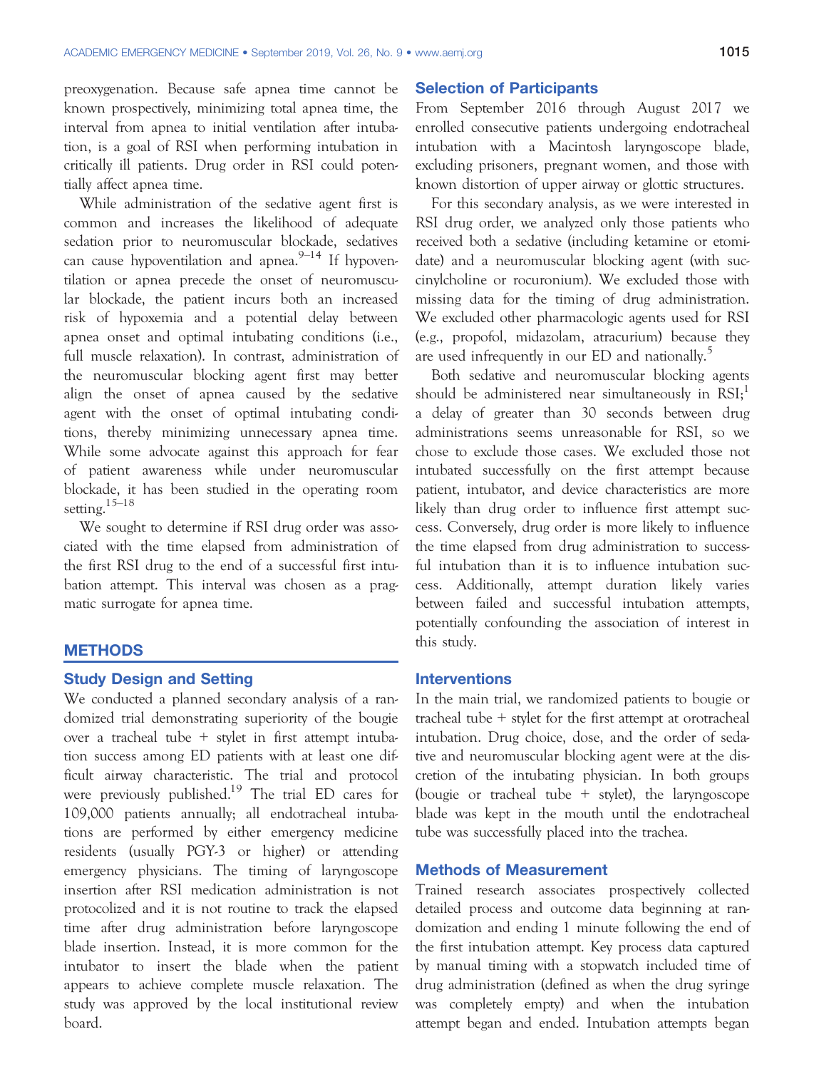preoxygenation. Because safe apnea time cannot be known prospectively, minimizing total apnea time, the interval from apnea to initial ventilation after intubation, is a goal of RSI when performing intubation in critically ill patients. Drug order in RSI could potentially affect apnea time.

While administration of the sedative agent first is common and increases the likelihood of adequate sedation prior to neuromuscular blockade, sedatives can cause hypoventilation and apnea.[9–14] If hypoventilation or apnea precede the onset of neuromuscular blockade, the patient incurs both an increased risk of hypoxemia and a potential delay between apnea onset and optimal intubating conditions (i.e., full muscle relaxation). In contrast, administration of the neuromuscular blocking agent first may better align the onset of apnea caused by the sedative agent with the onset of optimal intubating conditions, thereby minimizing unnecessary apnea time. While some advocate against this approach for fear of patient awareness while under neuromuscular blockade, it has been studied in the operating room setting.[15–18]

We sought to determine if RSI drug order was associated with the time elapsed from administration of the first RSI drug to the end of a successful first intubation attempt. This interval was chosen as a pragmatic surrogate for apnea time.

## METHODS

### Study Design and Setting

We conducted a planned secondary analysis of a randomized trial demonstrating superiority of the bougie over a tracheal tube + stylet in first attempt intubation success among ED patients with at least one difficult airway characteristic. The trial and protocol were previously published.[19] The trial ED cares for 109,000 patients annually; all endotracheal intubations are performed by either emergency medicine residents (usually PGY-3 or higher) or attending emergency physicians. The timing of laryngoscope insertion after RSI medication administration is not protocolized and it is not routine to track the elapsed time after drug administration before laryngoscope blade insertion. Instead, it is more common for the intubator to insert the blade when the patient appears to achieve complete muscle relaxation. The study was approved by the local institutional review board.

### Selection of Participants

From September 2016 through August 2017 we enrolled consecutive patients undergoing endotracheal intubation with a Macintosh laryngoscope blade, excluding prisoners, pregnant women, and those with known distortion of upper airway or glottic structures.

For this secondary analysis, as we were interested in RSI drug order, we analyzed only those patients who received both a sedative (including ketamine or etomidate) and a neuromuscular blocking agent (with succinylcholine or rocuronium). We excluded those with missing data for the timing of drug administration. We excluded other pharmacologic agents used for RSI (e.g., propofol, midazolam, atracurium) because they are used infrequently in our ED and nationally.[5]

Both sedative and neuromuscular blocking agents should be administered near simultaneously in RSI;[1] a delay of greater than 30 seconds between drug administrations seems unreasonable for RSI, so we chose to exclude those cases. We excluded those not intubated successfully on the first attempt because patient, intubator, and device characteristics are more likely than drug order to influence first attempt success. Conversely, drug order is more likely to influence the time elapsed from drug administration to successful intubation than it is to influence intubation success. Additionally, attempt duration likely varies between failed and successful intubation attempts, potentially confounding the association of interest in this study.

### Interventions

In the main trial, we randomized patients to bougie or tracheal tube + stylet for the first attempt at orotracheal intubation. Drug choice, dose, and the order of sedative and neuromuscular blocking agent were at the discretion of the intubating physician. In both groups (bougie or tracheal tube + stylet), the laryngoscope blade was kept in the mouth until the endotracheal tube was successfully placed into the trachea.

### Methods of Measurement

Trained research associates prospectively collected detailed process and outcome data beginning at randomization and ending 1 minute following the end of the first intubation attempt. Key process data captured by manual timing with a stopwatch included time of drug administration (defined as when the drug syringe was completely empty) and when the intubation attempt began and ended. Intubation attempts began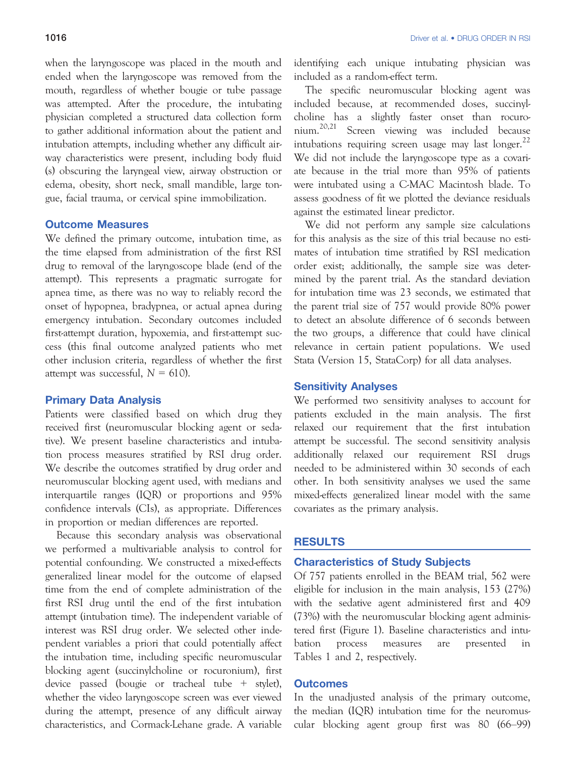when the laryngoscope was placed in the mouth and ended when the laryngoscope was removed from the mouth, regardless of whether bougie or tube passage was attempted. After the procedure, the intubating physician completed a structured data collection form to gather additional information about the patient and intubation attempts, including whether any difficult airway characteristics were present, including body fluid (s) obscuring the laryngeal view, airway obstruction or edema, obesity, short neck, small mandible, large tongue, facial trauma, or cervical spine immobilization.

## Outcome Measures

We defined the primary outcome, intubation time, as the time elapsed from administration of the first RSI drug to removal of the laryngoscope blade (end of the attempt). This represents a pragmatic surrogate for apnea time, as there was no way to reliably record the onset of hypopnea, bradypnea, or actual apnea during emergency intubation. Secondary outcomes included first-attempt duration, hypoxemia, and first-attempt success (this final outcome analyzed patients who met other inclusion criteria, regardless of whether the first attempt was successful, $N = 610$).

## Primary Data Analysis

Patients were classified based on which drug they received first (neuromuscular blocking agent or sedative). We present baseline characteristics and intubation process measures stratified by RSI drug order. We describe the outcomes stratified by drug order and neuromuscular blocking agent used, with medians and interquartile ranges (IQR) or proportions and 95% confidence intervals (CIs), as appropriate. Differences in proportion or median differences are reported.

Because this secondary analysis was observational we performed a multivariable analysis to control for potential confounding. We constructed a mixed-effects generalized linear model for the outcome of elapsed time from the end of complete administration of the first RSI drug until the end of the first intubation attempt (intubation time). The independent variable of interest was RSI drug order. We selected other independent variables a priori that could potentially affect the intubation time, including specific neuromuscular blocking agent (succinylcholine or rocuronium), first device passed (bougie or tracheal tube + stylet), whether the video laryngoscope screen was ever viewed during the attempt, presence of any difficult airway characteristics, and Cormack-Lehane grade. A variable identifying each unique intubating physician was included as a random-effect term.

The specific neuromuscular blocking agent was included because, at recommended doses, succinylcholine has a slightly faster onset than rocuronium.[20,21] Screen viewing was included because intubations requiring screen usage may last longer.[22] We did not include the laryngoscope type as a covariate because in the trial more than 95% of patients were intubated using a C-MAC Macintosh blade. To assess goodness of fit we plotted the deviance residuals against the estimated linear predictor.

We did not perform any sample size calculations for this analysis as the size of this trial because no estimates of intubation time stratified by RSI medication order exist; additionally, the sample size was determined by the parent trial. As the standard deviation for intubation time was 23 seconds, we estimated that the parent trial size of 757 would provide 80% power to detect an absolute difference of 6 seconds between the two groups, a difference that could have clinical relevance in certain patient populations. We used Stata (Version 15, StataCorp) for all data analyses.

## Sensitivity Analyses

We performed two sensitivity analyses to account for patients excluded in the main analysis. The first relaxed our requirement that the first intubation attempt be successful. The second sensitivity analysis additionally relaxed our requirement RSI drugs needed to be administered within 30 seconds of each other. In both sensitivity analyses we used the same mixed-effects generalized linear model with the same covariates as the primary analysis.

# RESULTS

## Characteristics of Study Subjects

Of 757 patients enrolled in the BEAM trial, 562 were eligible for inclusion in the main analysis, 153 (27%) with the sedative agent administered first and 409 (73%) with the neuromuscular blocking agent administered first (Figure 1). Baseline characteristics and intubation process measures are presented in Tables 1 and 2, respectively.

## Outcomes

In the unadjusted analysis of the primary outcome, the median (IQR) intubation time for the neuromuscular blocking agent group first was 80 (66–99)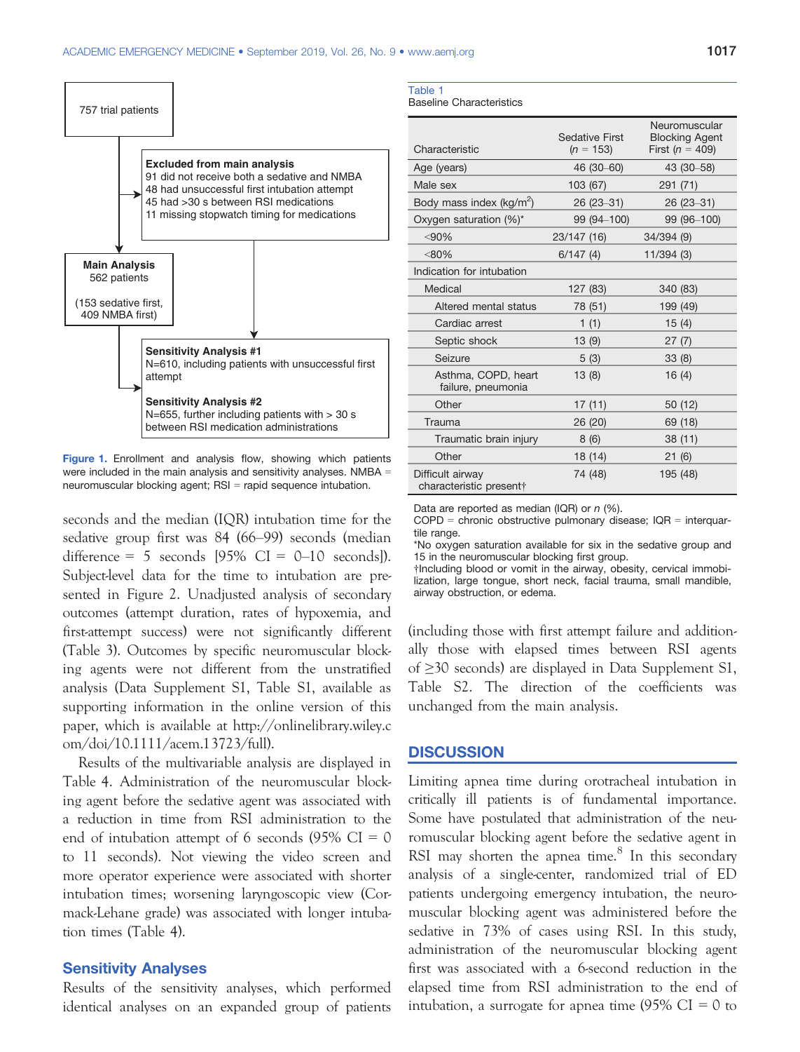757 trial patients

Excluded from main analysis
91 did not receive both a sedative and NMBA
48 had unsuccessful first intubation attempt
45 had >30 s between RSI medications
11 missing stopwatch timing for medications

Main Analysis
562 patients

(153 sedative first, 409 NMBA first)

Sensitivity Analysis #1
N=610, including patients with unsuccessful first attempt

Sensitivity Analysis #2
N=655, further including patients with > 30 s between RSI medication administrations

**Figure 1.** Enrollment and analysis flow, showing which patients were included in the main analysis and sensitivity analyses. NMBA = neuromuscular blocking agent; RSI = rapid sequence intubation.

seconds and the median (IQR) intubation time for the sedative group first was 84 (66–99) seconds (median difference = 5 seconds [95% CI = 0–10 seconds]). Subject-level data for the time to intubation are presented in Figure 2. Unadjusted analysis of secondary outcomes (attempt duration, rates of hypoxemia, and first-attempt success) were not significantly different (Table 3). Outcomes by specific neuromuscular blocking agents were not different from the unstratified analysis (Data Supplement S1, Table S1, available as supporting information in the online version of this paper, which is available at http://onlinelibrary.wiley.com/doi/10.1111/acem.13723/full).

Results of the multivariable analysis are displayed in Table 4. Administration of the neuromuscular blocking agent before the sedative agent was associated with a reduction in time from RSI administration to the end of intubation attempt of 6 seconds (95% CI = 0 to 11 seconds). Not viewing the video screen and more operator experience were associated with shorter intubation times; worsening laryngoscopic view (Cormack-Lehane grade) was associated with longer intubation times (Table 4).

**Table 1**
Baseline Characteristics

| Characteristic | Sedative First ($n$ = 153) | Neuromuscular Blocking Agent First ($n$ = 409) |
|---|---|---|
| Age (years) | 46 (30–60) | 43 (30–58) |
| Male sex | 103 (67) | 291 (71) |
| Body mass index (kg/m$^2$) | 26 (23–31) | 26 (23–31) |
| Oxygen saturation (%)* | 99 (94–100) | 99 (96–100) |
| <90% | 23/147 (16) | 34/394 (9) |
| <80% | 6/147 (4) | 11/394 (3) |
| Indication for intubation | | |
| Medical | 127 (83) | 340 (83) |
| Altered mental status | 78 (51) | 199 (49) |
| Cardiac arrest | 1 (1) | 15 (4) |
| Septic shock | 13 (9) | 27 (7) |
| Seizure | 5 (3) | 33 (8) |
| Asthma, COPD, heart failure, pneumonia | 13 (8) | 16 (4) |
| Other | 17 (11) | 50 (12) |
| Trauma | 26 (20) | 69 (18) |
| Traumatic brain injury | 8 (6) | 38 (11) |
| Other | 18 (14) | 21 (6) |
| Difficult airway characteristic present† | 74 (48) | 195 (48) |

Data are reported as median (IQR) or $n$ (%).
COPD = chronic obstructive pulmonary disease; IQR = interquartile range.
*No oxygen saturation available for six in the sedative group and 15 in the neuromuscular blocking first group.
†Including blood or vomit in the airway, obesity, cervical immobilization, large tongue, short neck, facial trauma, small mandible, airway obstruction, or edema.

## Sensitivity Analyses

Results of the sensitivity analyses, which performed identical analyses on an expanded group of patients (including those with first attempt failure and additionally those with elapsed times between RSI agents of ≥30 seconds) are displayed in Data Supplement S1, Table S2. The direction of the coefficients was unchanged from the main analysis.

## DISCUSSION

Limiting apnea time during orotracheal intubation in critically ill patients is of fundamental importance. Some have postulated that administration of the neuromuscular blocking agent before the sedative agent in RSI may shorten the apnea time.[8] In this secondary analysis of a single-center, randomized trial of ED patients undergoing emergency intubation, the neuromuscular blocking agent was administered before the sedative in 73% of cases using RSI. In this study, administration of the neuromuscular blocking agent first was associated with a 6-second reduction in the elapsed time from RSI administration to the end of intubation, a surrogate for apnea time (95% CI = 0 to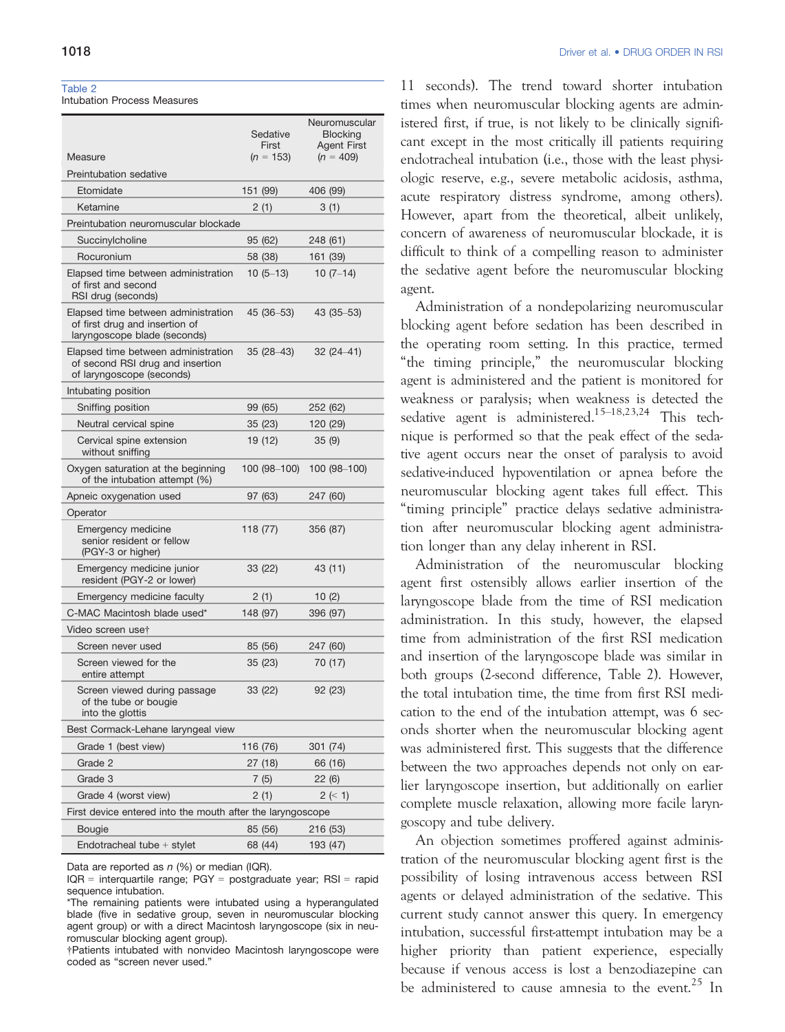Table 2
Intubation Process Measures

| Measure | Sedative First (*n* = 153) | Neuromuscular Blocking Agent First (*n* = 409) |
|---|---|---|
| Preintubation sedative | | |
| Etomidate | 151 (99) | 406 (99) |
| Ketamine | 2 (1) | 3 (1) |
| Preintubation neuromuscular blockade | | |
| Succinylcholine | 95 (62) | 248 (61) |
| Rocuronium | 58 (38) | 161 (39) |
| Elapsed time between administration of first and second RSI drug (seconds) | 10 (5–13) | 10 (7–14) |
| Elapsed time between administration of first drug and insertion of laryngoscope blade (seconds) | 45 (36–53) | 43 (35–53) |
| Elapsed time between administration of second RSI drug and insertion of laryngoscope (seconds) | 35 (28–43) | 32 (24–41) |
| Intubating position | | |
| Sniffing position | 99 (65) | 252 (62) |
| Neutral cervical spine | 35 (23) | 120 (29) |
| Cervical spine extension without sniffing | 19 (12) | 35 (9) |
| Oxygen saturation at the beginning of the intubation attempt (%) | 100 (98–100) | 100 (98–100) |
| Apneic oxygenation used | 97 (63) | 247 (60) |
| Operator | | |
| Emergency medicine senior resident or fellow (PGY-3 or higher) | 118 (77) | 356 (87) |
| Emergency medicine junior resident (PGY-2 or lower) | 33 (22) | 43 (11) |
| Emergency medicine faculty | 2 (1) | 10 (2) |
| C-MAC Macintosh blade used* | 148 (97) | 396 (97) |
| Video screen use† | | |
| Screen never used | 85 (56) | 247 (60) |
| Screen viewed for the entire attempt | 35 (23) | 70 (17) |
| Screen viewed during passage of the tube or bougie into the glottis | 33 (22) | 92 (23) |
| Best Cormack-Lehane laryngeal view | | |
| Grade 1 (best view) | 116 (76) | 301 (74) |
| Grade 2 | 27 (18) | 66 (16) |
| Grade 3 | 7 (5) | 22 (6) |
| Grade 4 (worst view) | 2 (1) | 2 (< 1) |
| First device entered into the mouth after the laryngoscope | | |
| Bougie | 85 (56) | 216 (53) |
| Endotracheal tube + stylet | 68 (44) | 193 (47) |

Data are reported as *n* (%) or median (IQR).
IQR = interquartile range; PGY = postgraduate year; RSI = rapid sequence intubation.
*The remaining patients were intubated using a hyperangulated blade (five in sedative group, seven in neuromuscular blocking agent group) or with a direct Macintosh laryngoscope (six in neuromuscular blocking agent group).
†Patients intubated with nonvideo Macintosh laryngoscope were coded as "screen never used."

11 seconds). The trend toward shorter intubation times when neuromuscular blocking agents are administered first, if true, is not likely to be clinically significant except in the most critically ill patients requiring endotracheal intubation (i.e., those with the least physiologic reserve, e.g., severe metabolic acidosis, asthma, acute respiratory distress syndrome, among others). However, apart from the theoretical, albeit unlikely, concern of awareness of neuromuscular blockade, it is difficult to think of a compelling reason to administer the sedative agent before the neuromuscular blocking agent.

Administration of a nondepolarizing neuromuscular blocking agent before sedation has been described in the operating room setting. In this practice, termed "the timing principle," the neuromuscular blocking agent is administered and the patient is monitored for weakness or paralysis; when weakness is detected the sedative agent is administered.[15–18,23,24] This technique is performed so that the peak effect of the sedative agent occurs near the onset of paralysis to avoid sedative-induced hypoventilation or apnea before the neuromuscular blocking agent takes full effect. This "timing principle" practice delays sedative administration after neuromuscular blocking agent administration longer than any delay inherent in RSI.

Administration of the neuromuscular blocking agent first ostensibly allows earlier insertion of the laryngoscope blade from the time of RSI medication administration. In this study, however, the elapsed time from administration of the first RSI medication and insertion of the laryngoscope blade was similar in both groups (2-second difference, Table 2). However, the total intubation time, the time from first RSI medication to the end of the intubation attempt, was 6 seconds shorter when the neuromuscular blocking agent was administered first. This suggests that the difference between the two approaches depends not only on earlier laryngoscope insertion, but additionally on earlier complete muscle relaxation, allowing more facile laryngoscopy and tube delivery.

An objection sometimes proffered against administration of the neuromuscular blocking agent first is the possibility of losing intravenous access between RSI agents or delayed administration of the sedative. This current study cannot answer this query. In emergency intubation, successful first-attempt intubation may be a higher priority than patient experience, especially because if venous access is lost a benzodiazepine can be administered to cause amnesia to the event.[25] In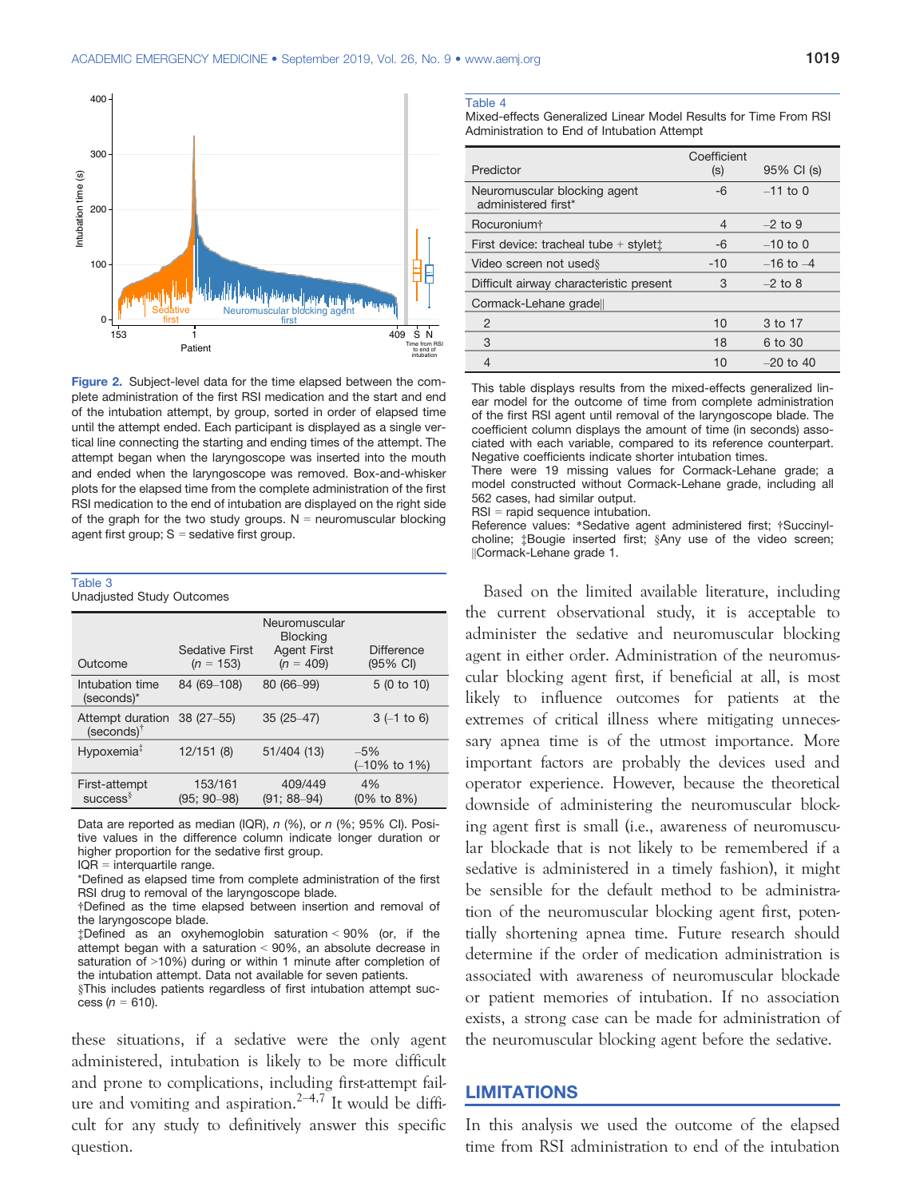Figure 2. Subject-level data for the time elapsed between the complete administration of the first RSI medication and the start and end of the intubation attempt, by group, sorted in order of elapsed time until the attempt ended. Each participant is displayed as a single vertical line connecting the starting and ending times of the attempt. The attempt began when the laryngoscope was inserted into the mouth and ended when the laryngoscope was removed. Box-and-whisker plots for the elapsed time from the complete administration of the first RSI medication to the end of intubation are displayed on the right side of the graph for the two study groups. N = neuromuscular blocking agent first group; S = sedative first group.

Table 3
Unadjusted Study Outcomes

| Outcome | Sedative First (n = 153) | Neuromuscular Blocking Agent First (n = 409) | Difference (95% CI) |
|---|---|---|---|
| Intubation time (seconds)* | 84 (69–108) | 80 (66–99) | 5 (0 to 10) |
| Attempt duration (seconds)† | 38 (27–55) | 35 (25–47) | 3 (–1 to 6) |
| Hypoxemia‡ | 12/151 (8) | 51/404 (13) | –5% (–10% to 1%) |
| First-attempt success§ | 153/161 (95; 90–98) | 409/449 (91; 88–94) | 4% (0% to 8%) |

Data are reported as median (IQR), n (%), or n (%; 95% CI). Positive values in the difference column indicate longer duration or higher proportion for the sedative first group.
IQR = interquartile range.
*Defined as elapsed time from complete administration of the first RSI drug to removal of the laryngoscope blade.
†Defined as the time elapsed between insertion and removal of the laryngoscope blade.
‡Defined as an oxyhemoglobin saturation < 90% (or, if the attempt began with a saturation < 90%, an absolute decrease in saturation of >10%) during or within 1 minute after completion of the intubation attempt. Data not available for seven patients.
§This includes patients regardless of first intubation attempt success (n = 610).

these situations, if a sedative were the only agent administered, intubation is likely to be more difficult and prone to complications, including first-attempt failure and vomiting and aspiration.[2–4,7] It would be difficult for any study to definitively answer this specific question.

Table 4
Mixed-effects Generalized Linear Model Results for Time From RSI Administration to End of Intubation Attempt

| Predictor | Coefficient (s) | 95% CI (s) |
|---|---|---|
| Neuromuscular blocking agent administered first* | -6 | –11 to 0 |
| Rocuronium† | 4 | –2 to 9 |
| First device: tracheal tube + stylet‡ | -6 | –10 to 0 |
| Video screen not used§ | -10 | –16 to –4 |
| Difficult airway characteristic present | 3 | –2 to 8 |
| Cormack-Lehane grade‖ | | |
| 2 | 10 | 3 to 17 |
| 3 | 18 | 6 to 30 |
| 4 | 10 | –20 to 40 |

This table displays results from the mixed-effects generalized linear model for the outcome of time from complete administration of the first RSI agent until removal of the laryngoscope blade. The coefficient column displays the amount of time (in seconds) associated with each variable, compared to its reference counterpart. Negative coefficients indicate shorter intubation times.
There were 19 missing values for Cormack-Lehane grade; a model constructed without Cormack-Lehane grade, including all 562 cases, had similar output.
RSI = rapid sequence intubation.
Reference values: *Sedative agent administered first; †Succinylcholine; ‡Bougie inserted first; §Any use of the video screen; ‖Cormack-Lehane grade 1.

Based on the limited available literature, including the current observational study, it is acceptable to administer the sedative and neuromuscular blocking agent in either order. Administration of the neuromuscular blocking agent first, if beneficial at all, is most likely to influence outcomes for patients at the extremes of critical illness where mitigating unnecessary apnea time is of the utmost importance. More important factors are probably the devices used and operator experience. However, because the theoretical downside of administering the neuromuscular blocking agent first is small (i.e., awareness of neuromuscular blockade that is not likely to be remembered if a sedative is administered in a timely fashion), it might be sensible for the default method to be administration of the neuromuscular blocking agent first, potentially shortening apnea time. Future research should determine if the order of medication administration is associated with awareness of neuromuscular blockade or patient memories of intubation. If no association exists, a strong case can be made for administration of the neuromuscular blocking agent before the sedative.

## LIMITATIONS

In this analysis we used the outcome of the elapsed time from RSI administration to end of the intubation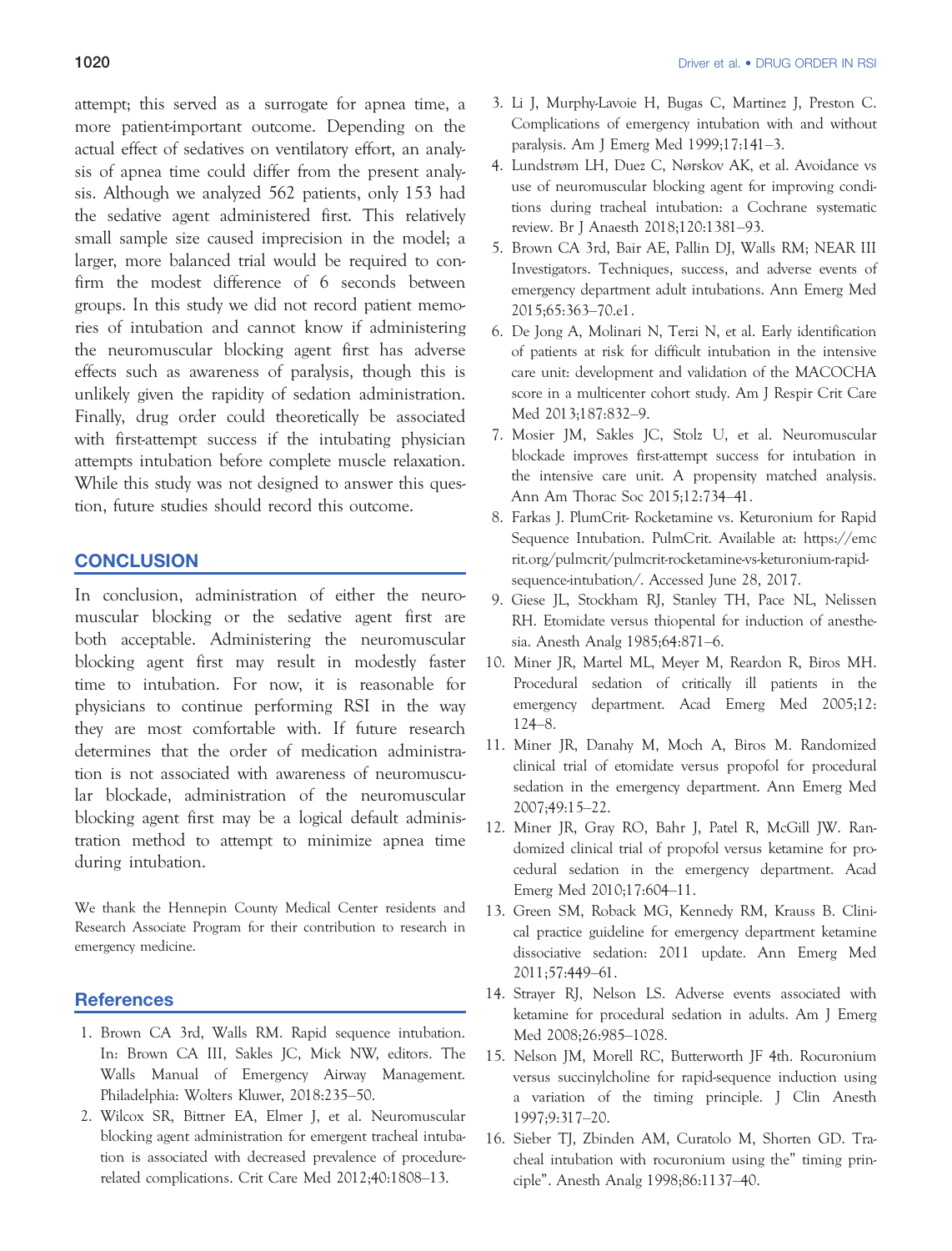attempt; this served as a surrogate for apnea time, a more patient-important outcome. Depending on the actual effect of sedatives on ventilatory effort, an analysis of apnea time could differ from the present analysis. Although we analyzed 562 patients, only 153 had the sedative agent administered first. This relatively small sample size caused imprecision in the model; a larger, more balanced trial would be required to confirm the modest difference of 6 seconds between groups. In this study we did not record patient memories of intubation and cannot know if administering the neuromuscular blocking agent first has adverse effects such as awareness of paralysis, though this is unlikely given the rapidity of sedation administration. Finally, drug order could theoretically be associated with first-attempt success if the intubating physician attempts intubation before complete muscle relaxation. While this study was not designed to answer this question, future studies should record this outcome.

## CONCLUSION

In conclusion, administration of either the neuromuscular blocking or the sedative agent first are both acceptable. Administering the neuromuscular blocking agent first may result in modestly faster time to intubation. For now, it is reasonable for physicians to continue performing RSI in the way they are most comfortable with. If future research determines that the order of medication administration is not associated with awareness of neuromuscular blockade, administration of the neuromuscular blocking agent first may be a logical default administration method to attempt to minimize apnea time during intubation.

We thank the Hennepin County Medical Center residents and Research Associate Program for their contribution to research in emergency medicine.

## References

1. Brown CA 3rd, Walls RM. Rapid sequence intubation. In: Brown CA III, Sakles JC, Mick NW, editors. The Walls Manual of Emergency Airway Management. Philadelphia: Wolters Kluwer, 2018:235–50.
2. Wilcox SR, Bittner EA, Elmer J, et al. Neuromuscular blocking agent administration for emergent tracheal intubation is associated with decreased prevalence of procedure-related complications. Crit Care Med 2012;40:1808–13.
3. Li J, Murphy-Lavoie H, Bugas C, Martinez J, Preston C. Complications of emergency intubation with and without paralysis. Am J Emerg Med 1999;17:141–3.
4. Lundstrøm LH, Duez C, Nørskov AK, et al. Avoidance vs use of neuromuscular blocking agent for improving conditions during tracheal intubation: a Cochrane systematic review. Br J Anaesth 2018;120:1381–93.
5. Brown CA 3rd, Bair AE, Pallin DJ, Walls RM; NEAR III Investigators. Techniques, success, and adverse events of emergency department adult intubations. Ann Emerg Med 2015;65:363–70.e1.
6. De Jong A, Molinari N, Terzi N, et al. Early identification of patients at risk for difficult intubation in the intensive care unit: development and validation of the MACOCHA score in a multicenter cohort study. Am J Respir Crit Care Med 2013;187:832–9.
7. Mosier JM, Sakles JC, Stolz U, et al. Neuromuscular blockade improves first-attempt success for intubation in the intensive care unit. A propensity matched analysis. Ann Am Thorac Soc 2015;12:734–41.
8. Farkas J. PlumCrit- Rocketamine vs. Keturonium for Rapid Sequence Intubation. PulmCrit. Available at: https://emcrit.org/pulmcrit/pulmcrit-rocketamine-vs-keturonium-rapid-sequence-intubation/. Accessed June 28, 2017.
9. Giese JL, Stockham RJ, Stanley TH, Pace NL, Nelissen RH. Etomidate versus thiopental for induction of anesthesia. Anesth Analg 1985;64:871–6.
10. Miner JR, Martel ML, Meyer M, Reardon R, Biros MH. Procedural sedation of critically ill patients in the emergency department. Acad Emerg Med 2005;12:124–8.
11. Miner JR, Danahy M, Moch A, Biros M. Randomized clinical trial of etomidate versus propofol for procedural sedation in the emergency department. Ann Emerg Med 2007;49:15–22.
12. Miner JR, Gray RO, Bahr J, Patel R, McGill JW. Randomized clinical trial of propofol versus ketamine for procedural sedation in the emergency department. Acad Emerg Med 2010;17:604–11.
13. Green SM, Roback MG, Kennedy RM, Krauss B. Clinical practice guideline for emergency department ketamine dissociative sedation: 2011 update. Ann Emerg Med 2011;57:449–61.
14. Strayer RJ, Nelson LS. Adverse events associated with ketamine for procedural sedation in adults. Am J Emerg Med 2008;26:985–1028.
15. Nelson JM, Morell RC, Butterworth JF 4th. Rocuronium versus succinylcholine for rapid-sequence induction using a variation of the timing principle. J Clin Anesth 1997;9:317–20.
16. Sieber TJ, Zbinden AM, Curatolo M, Shorten GD. Tracheal intubation with rocuronium using the" timing principle". Anesth Analg 1998;86:1137–40.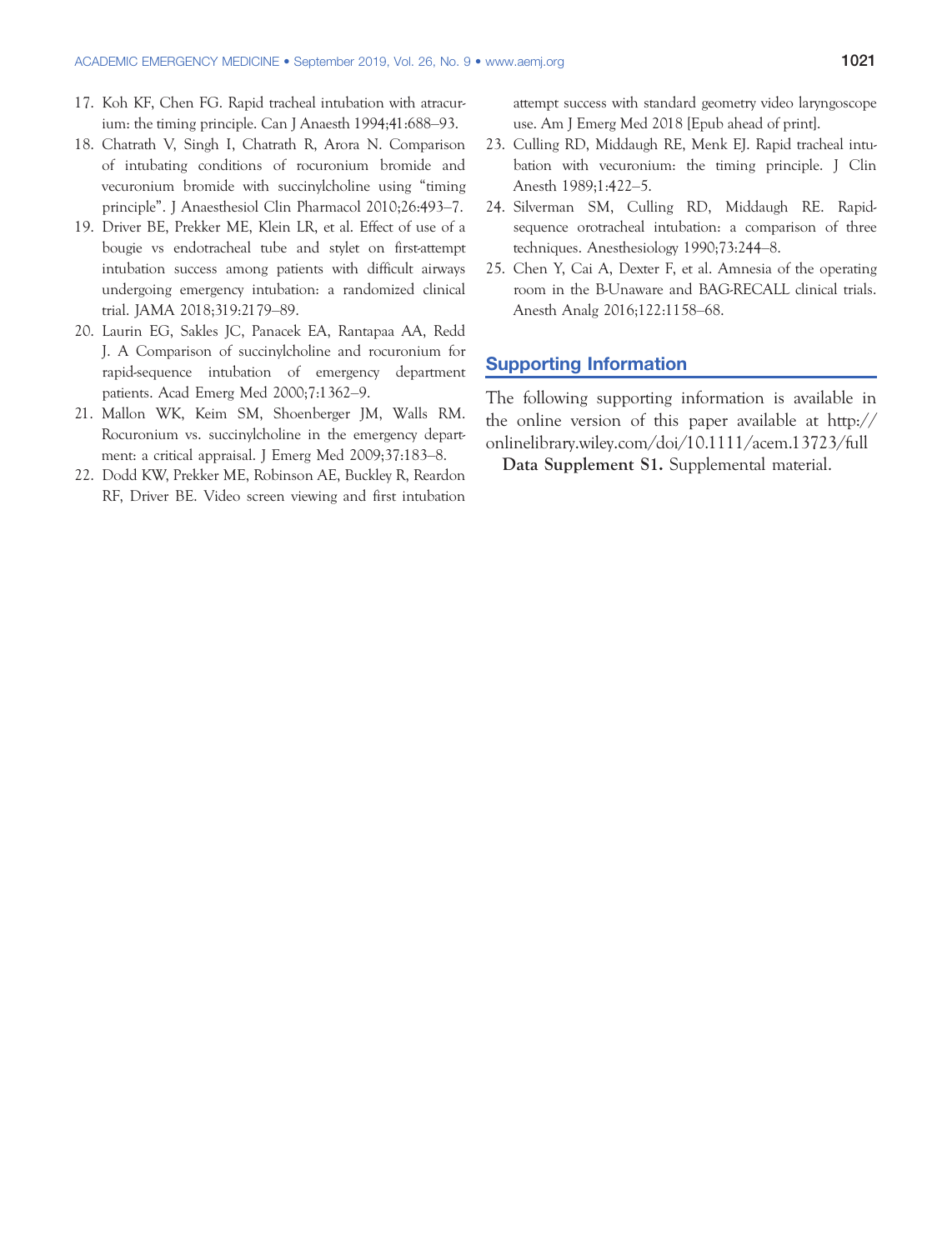17. Koh KF, Chen FG. Rapid tracheal intubation with atracurium: the timing principle. Can J Anaesth 1994;41:688–93.
18. Chatrath V, Singh I, Chatrath R, Arora N. Comparison of intubating conditions of rocuronium bromide and vecuronium bromide with succinylcholine using "timing principle". J Anaesthesiol Clin Pharmacol 2010;26:493–7.
19. Driver BE, Prekker ME, Klein LR, et al. Effect of use of a bougie vs endotracheal tube and stylet on first-attempt intubation success among patients with difficult airways undergoing emergency intubation: a randomized clinical trial. JAMA 2018;319:2179–89.
20. Laurin EG, Sakles JC, Panacek EA, Rantapaa AA, Redd J. A Comparison of succinylcholine and rocuronium for rapid-sequence intubation of emergency department patients. Acad Emerg Med 2000;7:1362–9.
21. Mallon WK, Keim SM, Shoenberger JM, Walls RM. Rocuronium vs. succinylcholine in the emergency department: a critical appraisal. J Emerg Med 2009;37:183–8.
22. Dodd KW, Prekker ME, Robinson AE, Buckley R, Reardon RF, Driver BE. Video screen viewing and first intubation attempt success with standard geometry video laryngoscope use. Am J Emerg Med 2018 [Epub ahead of print].
23. Culling RD, Middaugh RE, Menk EJ. Rapid tracheal intubation with vecuronium: the timing principle. J Clin Anesth 1989;1:422–5.
24. Silverman SM, Culling RD, Middaugh RE. Rapid-sequence orotracheal intubation: a comparison of three techniques. Anesthesiology 1990;73:244–8.
25. Chen Y, Cai A, Dexter F, et al. Amnesia of the operating room in the B-Unaware and BAG-RECALL clinical trials. Anesth Analg 2016;122:1158–68.

## Supporting Information

The following supporting information is available in the online version of this paper available at http://onlinelibrary.wiley.com/doi/10.1111/acem.13723/full

**Data Supplement S1.** Supplemental material.